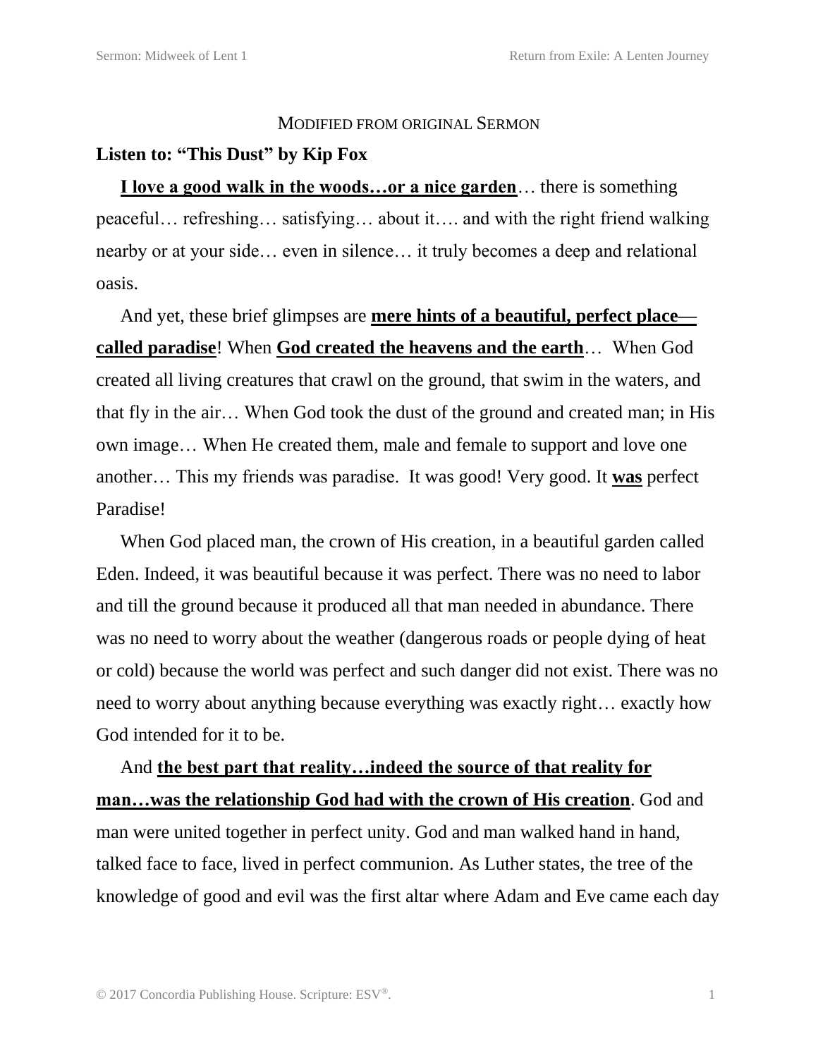MODIFIED FROM ORIGINAL SERMON

**Listen to: "This Dust" by Kip Fox**

**I love a good walk in the woods…or a nice garden**… there is something peaceful… refreshing… satisfying… about it…. and with the right friend walking nearby or at your side… even in silence… it truly becomes a deep and relational oasis.

And yet, these brief glimpses are **mere hints of a beautiful, perfect place—called paradise**! When **God created the heavens and the earth**… When God created all living creatures that crawl on the ground, that swim in the waters, and that fly in the air… When God took the dust of the ground and created man; in His own image… When He created them, male and female to support and love one another… This my friends was paradise. It was good! Very good. It **was** perfect Paradise!

When God placed man, the crown of His creation, in a beautiful garden called Eden. Indeed, it was beautiful because it was perfect. There was no need to labor and till the ground because it produced all that man needed in abundance. There was no need to worry about the weather (dangerous roads or people dying of heat or cold) because the world was perfect and such danger did not exist. There was no need to worry about anything because everything was exactly right… exactly how God intended for it to be.

And **the best part that reality…indeed the source of that reality for man…was the relationship God had with the crown of His creation**. God and man were united together in perfect unity. God and man walked hand in hand, talked face to face, lived in perfect communion. As Luther states, the tree of the knowledge of good and evil was the first altar where Adam and Eve came each day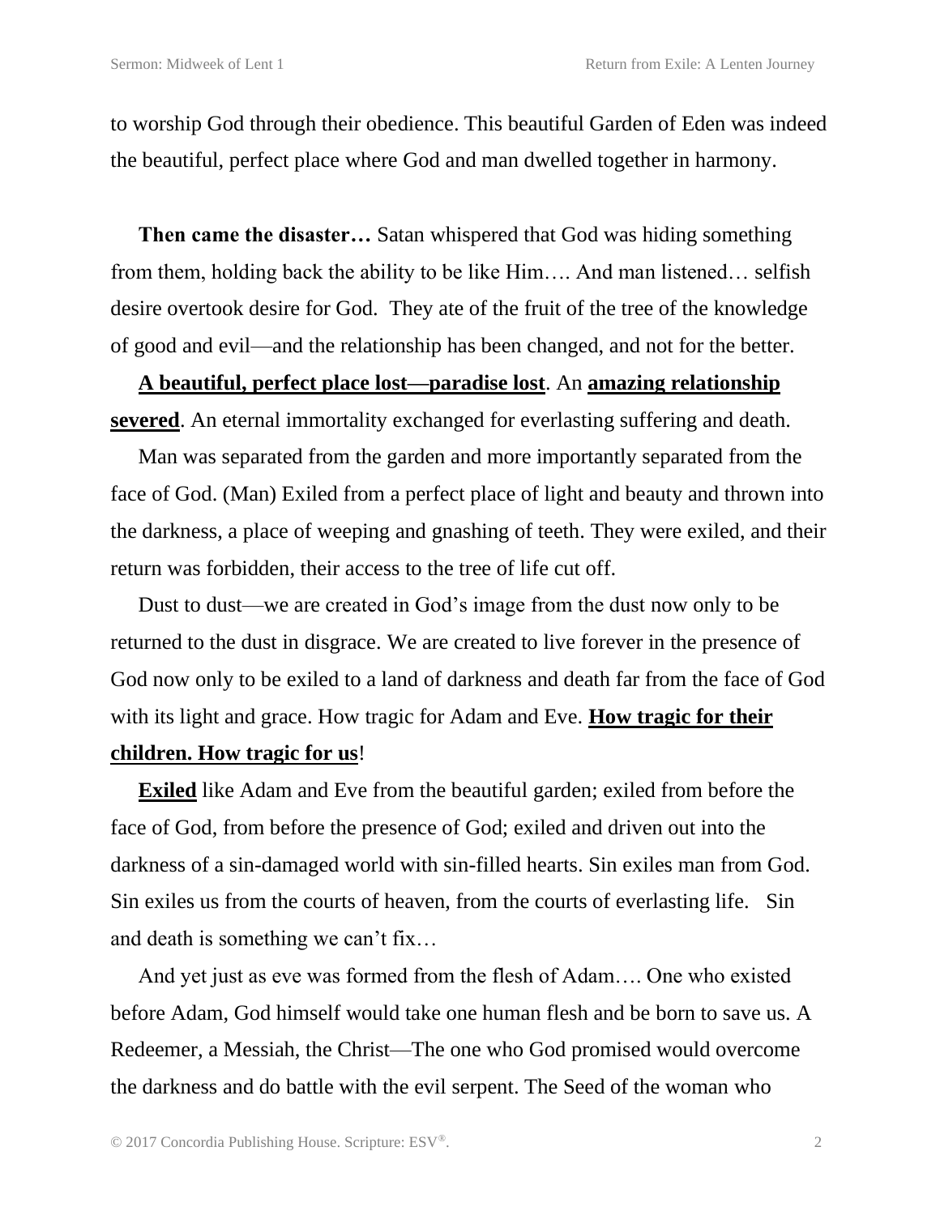to worship God through their obedience. This beautiful Garden of Eden was indeed the beautiful, perfect place where God and man dwelled together in harmony.

**Then came the disaster…** Satan whispered that God was hiding something from them, holding back the ability to be like Him…. And man listened… selfish desire overtook desire for God. They ate of the fruit of the tree of the knowledge of good and evil—and the relationship has been changed, and not for the better.

**<u>A beautiful, perfect place lost—paradise lost</u>**. An **<u>amazing relationship severed</u>**. An eternal immortality exchanged for everlasting suffering and death.

Man was separated from the garden and more importantly separated from the face of God. (Man) Exiled from a perfect place of light and beauty and thrown into the darkness, a place of weeping and gnashing of teeth. They were exiled, and their return was forbidden, their access to the tree of life cut off.

Dust to dust—we are created in God's image from the dust now only to be returned to the dust in disgrace. We are created to live forever in the presence of God now only to be exiled to a land of darkness and death far from the face of God with its light and grace. How tragic for Adam and Eve. **<u>How tragic for their children. How tragic for us</u>**!

**<u>Exiled</u>** like Adam and Eve from the beautiful garden; exiled from before the face of God, from before the presence of God; exiled and driven out into the darkness of a sin-damaged world with sin-filled hearts. Sin exiles man from God. Sin exiles us from the courts of heaven, from the courts of everlasting life. Sin and death is something we can't fix…

And yet just as eve was formed from the flesh of Adam…. One who existed before Adam, God himself would take one human flesh and be born to save us. A Redeemer, a Messiah, the Christ—The one who God promised would overcome the darkness and do battle with the evil serpent. The Seed of the woman who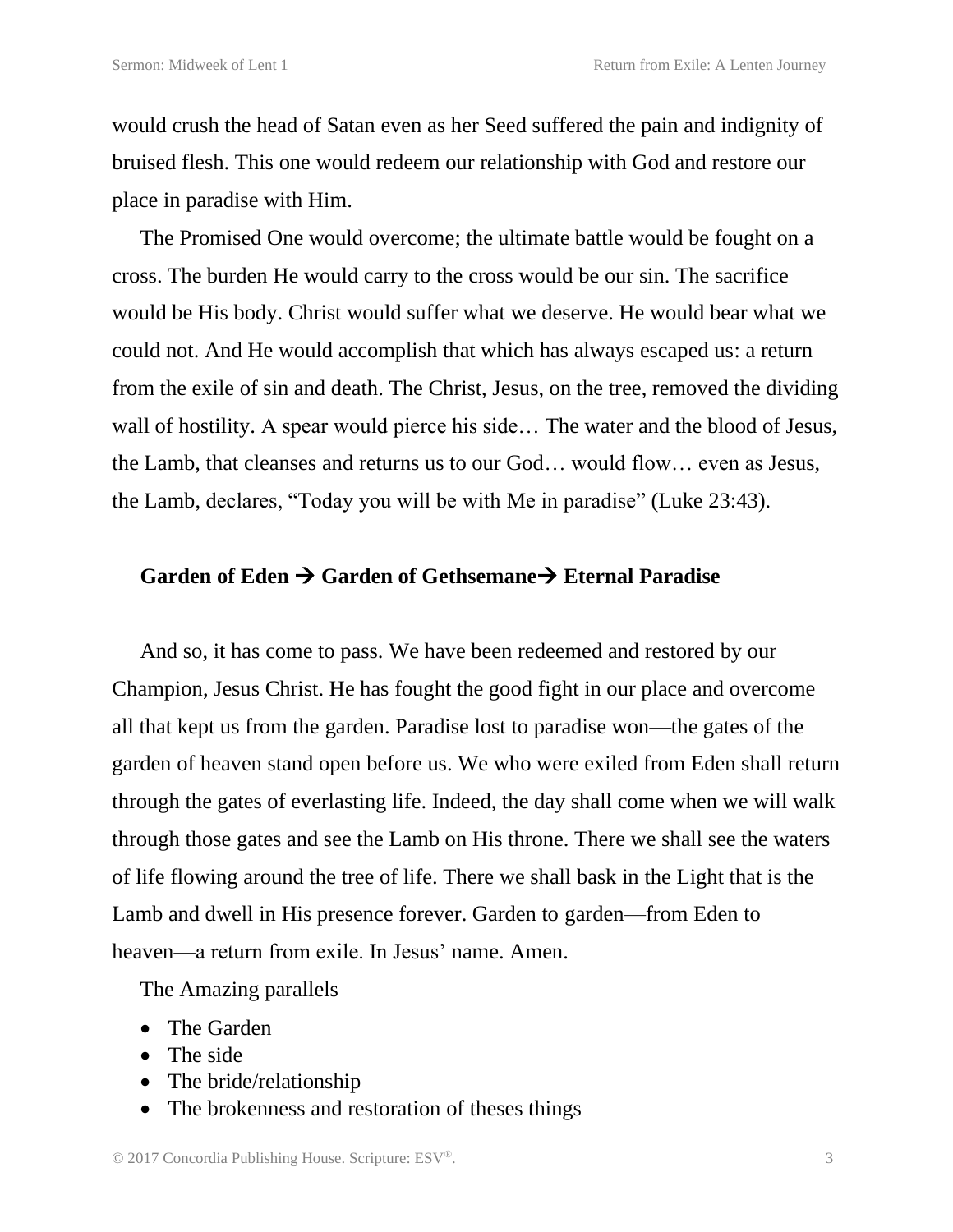would crush the head of Satan even as her Seed suffered the pain and indignity of bruised flesh. This one would redeem our relationship with God and restore our place in paradise with Him.

The Promised One would overcome; the ultimate battle would be fought on a cross. The burden He would carry to the cross would be our sin. The sacrifice would be His body. Christ would suffer what we deserve. He would bear what we could not. And He would accomplish that which has always escaped us: a return from the exile of sin and death. The Christ, Jesus, on the tree, removed the dividing wall of hostility. A spear would pierce his side… The water and the blood of Jesus, the Lamb, that cleanses and returns us to our God… would flow… even as Jesus, the Lamb, declares, "Today you will be with Me in paradise" (Luke 23:43).

**Garden of Eden → Garden of Gethsemane→ Eternal Paradise**

And so, it has come to pass. We have been redeemed and restored by our Champion, Jesus Christ. He has fought the good fight in our place and overcome all that kept us from the garden. Paradise lost to paradise won—the gates of the garden of heaven stand open before us. We who were exiled from Eden shall return through the gates of everlasting life. Indeed, the day shall come when we will walk through those gates and see the Lamb on His throne. There we shall see the waters of life flowing around the tree of life. There we shall bask in the Light that is the Lamb and dwell in His presence forever. Garden to garden—from Eden to heaven—a return from exile. In Jesus' name. Amen.

The Amazing parallels

- The Garden
- The side
- The bride/relationship
- The brokenness and restoration of theses things